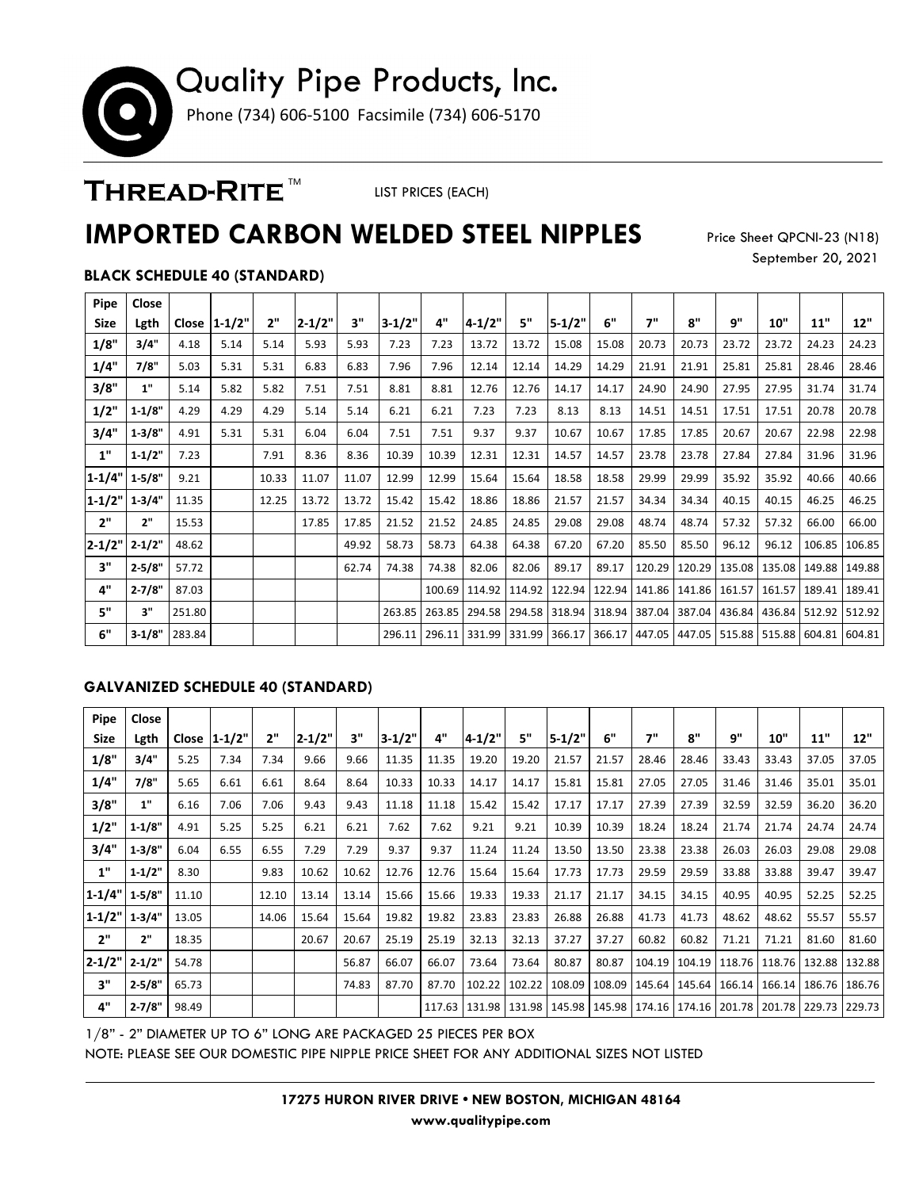# Quality Pipe Products, Inc.

Phone (734) 606-5100 Facsimile (734) 606-5170

## THREAD-RITE™

LIST PRICES (EACH)

# IMPORTED CARBON WELDED STEEL NIPPLES

Price Sheet QPCNI-23 (N18)
September 20, 2021

### BLACK SCHEDULE 40 (STANDARD)

| Pipe Size | Close Lgth | Close | 1-1/2" | 2" | 2-1/2" | 3" | 3-1/2" | 4" | 4-1/2" | 5" | 5-1/2" | 6" | 7" | 8" | 9" | 10" | 11" | 12" |
|---|---|---|---|---|---|---|---|---|---|---|---|---|---|---|---|---|---|---|
| 1/8" | 3/4" | 4.18 | 5.14 | 5.14 | 5.93 | 5.93 | 7.23 | 7.23 | 13.72 | 13.72 | 15.08 | 15.08 | 20.73 | 20.73 | 23.72 | 23.72 | 24.23 | 24.23 |
| 1/4" | 7/8" | 5.03 | 5.31 | 5.31 | 6.83 | 6.83 | 7.96 | 7.96 | 12.14 | 12.14 | 14.29 | 14.29 | 21.91 | 21.91 | 25.81 | 25.81 | 28.46 | 28.46 |
| 3/8" | 1" | 5.14 | 5.82 | 5.82 | 7.51 | 7.51 | 8.81 | 8.81 | 12.76 | 12.76 | 14.17 | 14.17 | 24.90 | 24.90 | 27.95 | 27.95 | 31.74 | 31.74 |
| 1/2" | 1-1/8" | 4.29 | 4.29 | 4.29 | 5.14 | 5.14 | 6.21 | 6.21 | 7.23 | 7.23 | 8.13 | 8.13 | 14.51 | 14.51 | 17.51 | 17.51 | 20.78 | 20.78 |
| 3/4" | 1-3/8" | 4.91 | 5.31 | 5.31 | 6.04 | 6.04 | 7.51 | 7.51 | 9.37 | 9.37 | 10.67 | 10.67 | 17.85 | 17.85 | 20.67 | 20.67 | 22.98 | 22.98 |
| 1" | 1-1/2" | 7.23 | | 7.91 | 8.36 | 8.36 | 10.39 | 10.39 | 12.31 | 12.31 | 14.57 | 14.57 | 23.78 | 23.78 | 27.84 | 27.84 | 31.96 | 31.96 |
| 1-1/4" | 1-5/8" | 9.21 | | 10.33 | 11.07 | 11.07 | 12.99 | 12.99 | 15.64 | 15.64 | 18.58 | 18.58 | 29.99 | 29.99 | 35.92 | 35.92 | 40.66 | 40.66 |
| 1-1/2" | 1-3/4" | 11.35 | | 12.25 | 13.72 | 13.72 | 15.42 | 15.42 | 18.86 | 18.86 | 21.57 | 21.57 | 34.34 | 34.34 | 40.15 | 40.15 | 46.25 | 46.25 |
| 2" | 2" | 15.53 | | | 17.85 | 17.85 | 21.52 | 21.52 | 24.85 | 24.85 | 29.08 | 29.08 | 48.74 | 48.74 | 57.32 | 57.32 | 66.00 | 66.00 |
| 2-1/2" | 2-1/2" | 48.62 | | | | 49.92 | 58.73 | 58.73 | 64.38 | 64.38 | 67.20 | 67.20 | 85.50 | 85.50 | 96.12 | 96.12 | 106.85 | 106.85 |
| 3" | 2-5/8" | 57.72 | | | | 62.74 | 74.38 | 74.38 | 82.06 | 82.06 | 89.17 | 89.17 | 120.29 | 120.29 | 135.08 | 135.08 | 149.88 | 149.88 |
| 4" | 2-7/8" | 87.03 | | | | | | 100.69 | 114.92 | 114.92 | 122.94 | 122.94 | 141.86 | 141.86 | 161.57 | 161.57 | 189.41 | 189.41 |
| 5" | 3" | 251.80 | | | | | 263.85 | 263.85 | 294.58 | 294.58 | 318.94 | 318.94 | 387.04 | 387.04 | 436.84 | 436.84 | 512.92 | 512.92 |
| 6" | 3-1/8" | 283.84 | | | | | 296.11 | 296.11 | 331.99 | 331.99 | 366.17 | 366.17 | 447.05 | 447.05 | 515.88 | 515.88 | 604.81 | 604.81 |

### GALVANIZED SCHEDULE 40 (STANDARD)

| Pipe Size | Close Lgth | Close | 1-1/2" | 2" | 2-1/2" | 3" | 3-1/2" | 4" | 4-1/2" | 5" | 5-1/2" | 6" | 7" | 8" | 9" | 10" | 11" | 12" |
|---|---|---|---|---|---|---|---|---|---|---|---|---|---|---|---|---|---|---|
| 1/8" | 3/4" | 5.25 | 7.34 | 7.34 | 9.66 | 9.66 | 11.35 | 11.35 | 19.20 | 19.20 | 21.57 | 21.57 | 28.46 | 28.46 | 33.43 | 33.43 | 37.05 | 37.05 |
| 1/4" | 7/8" | 5.65 | 6.61 | 6.61 | 8.64 | 8.64 | 10.33 | 10.33 | 14.17 | 14.17 | 15.81 | 15.81 | 27.05 | 27.05 | 31.46 | 31.46 | 35.01 | 35.01 |
| 3/8" | 1" | 6.16 | 7.06 | 7.06 | 9.43 | 9.43 | 11.18 | 11.18 | 15.42 | 15.42 | 17.17 | 17.17 | 27.39 | 27.39 | 32.59 | 32.59 | 36.20 | 36.20 |
| 1/2" | 1-1/8" | 4.91 | 5.25 | 5.25 | 6.21 | 6.21 | 7.62 | 7.62 | 9.21 | 9.21 | 10.39 | 10.39 | 18.24 | 18.24 | 21.74 | 21.74 | 24.74 | 24.74 |
| 3/4" | 1-3/8" | 6.04 | 6.55 | 6.55 | 7.29 | 7.29 | 9.37 | 9.37 | 11.24 | 11.24 | 13.50 | 13.50 | 23.38 | 23.38 | 26.03 | 26.03 | 29.08 | 29.08 |
| 1" | 1-1/2" | 8.30 | | 9.83 | 10.62 | 10.62 | 12.76 | 12.76 | 15.64 | 15.64 | 17.73 | 17.73 | 29.59 | 29.59 | 33.88 | 33.88 | 39.47 | 39.47 |
| 1-1/4" | 1-5/8" | 11.10 | | 12.10 | 13.14 | 13.14 | 15.66 | 15.66 | 19.33 | 19.33 | 21.17 | 21.17 | 34.15 | 34.15 | 40.95 | 40.95 | 52.25 | 52.25 |
| 1-1/2" | 1-3/4" | 13.05 | | 14.06 | 15.64 | 15.64 | 19.82 | 19.82 | 23.83 | 23.83 | 26.88 | 26.88 | 41.73 | 41.73 | 48.62 | 48.62 | 55.57 | 55.57 |
| 2" | 2" | 18.35 | | | 20.67 | 20.67 | 25.19 | 25.19 | 32.13 | 32.13 | 37.27 | 37.27 | 60.82 | 60.82 | 71.21 | 71.21 | 81.60 | 81.60 |
| 2-1/2" | 2-1/2" | 54.78 | | | | 56.87 | 66.07 | 66.07 | 73.64 | 73.64 | 80.87 | 80.87 | 104.19 | 104.19 | 118.76 | 118.76 | 132.88 | 132.88 |
| 3" | 2-5/8" | 65.73 | | | | 74.83 | 87.70 | 87.70 | 102.22 | 102.22 | 108.09 | 108.09 | 145.64 | 145.64 | 166.14 | 166.14 | 186.76 | 186.76 |
| 4" | 2-7/8" | 98.49 | | | | | | 117.63 | 131.98 | 131.98 | 145.98 | 145.98 | 174.16 | 174.16 | 201.78 | 201.78 | 229.73 | 229.73 |

1/8" - 2" DIAMETER UP TO 6" LONG ARE PACKAGED 25 PIECES PER BOX

NOTE: PLEASE SEE OUR DOMESTIC PIPE NIPPLE PRICE SHEET FOR ANY ADDITIONAL SIZES NOT LISTED

**17275 HURON RIVER DRIVE • NEW BOSTON, MICHIGAN 48164**
**www.qualitypipe.com**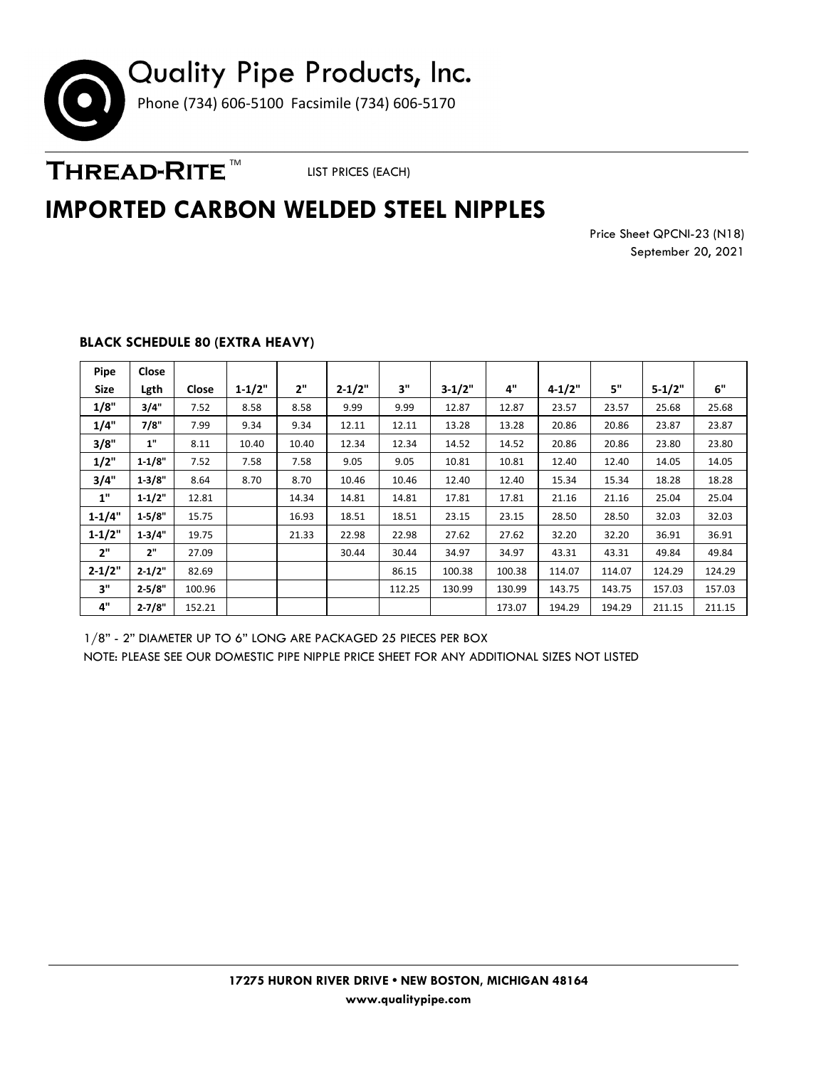# Quality Pipe Products, Inc.

Phone (734) 606-5100 Facsimile (734) 606-5170

**THREAD-RITE™** LIST PRICES (EACH)

## IMPORTED CARBON WELDED STEEL NIPPLES

Price Sheet QPCNI-23 (N18)
September 20, 2021

### BLACK SCHEDULE 80 (EXTRA HEAVY)

| Pipe Size | Close Lgth | Close | 1-1/2" | 2" | 2-1/2" | 3" | 3-1/2" | 4" | 4-1/2" | 5" | 5-1/2" | 6" |
|---|---|---|---|---|---|---|---|---|---|---|---|---|
| 1/8" | 3/4" | 7.52 | 8.58 | 8.58 | 9.99 | 9.99 | 12.87 | 12.87 | 23.57 | 23.57 | 25.68 | 25.68 |
| 1/4" | 7/8" | 7.99 | 9.34 | 9.34 | 12.11 | 12.11 | 13.28 | 13.28 | 20.86 | 20.86 | 23.87 | 23.87 |
| 3/8" | 1" | 8.11 | 10.40 | 10.40 | 12.34 | 12.34 | 14.52 | 14.52 | 20.86 | 20.86 | 23.80 | 23.80 |
| 1/2" | 1-1/8" | 7.52 | 7.58 | 7.58 | 9.05 | 9.05 | 10.81 | 10.81 | 12.40 | 12.40 | 14.05 | 14.05 |
| 3/4" | 1-3/8" | 8.64 | 8.70 | 8.70 | 10.46 | 10.46 | 12.40 | 12.40 | 15.34 | 15.34 | 18.28 | 18.28 |
| 1" | 1-1/2" | 12.81 | | 14.34 | 14.81 | 14.81 | 17.81 | 17.81 | 21.16 | 21.16 | 25.04 | 25.04 |
| 1-1/4" | 1-5/8" | 15.75 | | 16.93 | 18.51 | 18.51 | 23.15 | 23.15 | 28.50 | 28.50 | 32.03 | 32.03 |
| 1-1/2" | 1-3/4" | 19.75 | | 21.33 | 22.98 | 22.98 | 27.62 | 27.62 | 32.20 | 32.20 | 36.91 | 36.91 |
| 2" | 2" | 27.09 | | | 30.44 | 30.44 | 34.97 | 34.97 | 43.31 | 43.31 | 49.84 | 49.84 |
| 2-1/2" | 2-1/2" | 82.69 | | | | 86.15 | 100.38 | 100.38 | 114.07 | 114.07 | 124.29 | 124.29 |
| 3" | 2-5/8" | 100.96 | | | | 112.25 | 130.99 | 130.99 | 143.75 | 143.75 | 157.03 | 157.03 |
| 4" | 2-7/8" | 152.21 | | | | | | 173.07 | 194.29 | 194.29 | 211.15 | 211.15 |

1/8" - 2" DIAMETER UP TO 6" LONG ARE PACKAGED 25 PIECES PER BOX

NOTE: PLEASE SEE OUR DOMESTIC PIPE NIPPLE PRICE SHEET FOR ANY ADDITIONAL SIZES NOT LISTED

**17275 HURON RIVER DRIVE • NEW BOSTON, MICHIGAN 48164**

**www.qualitypipe.com**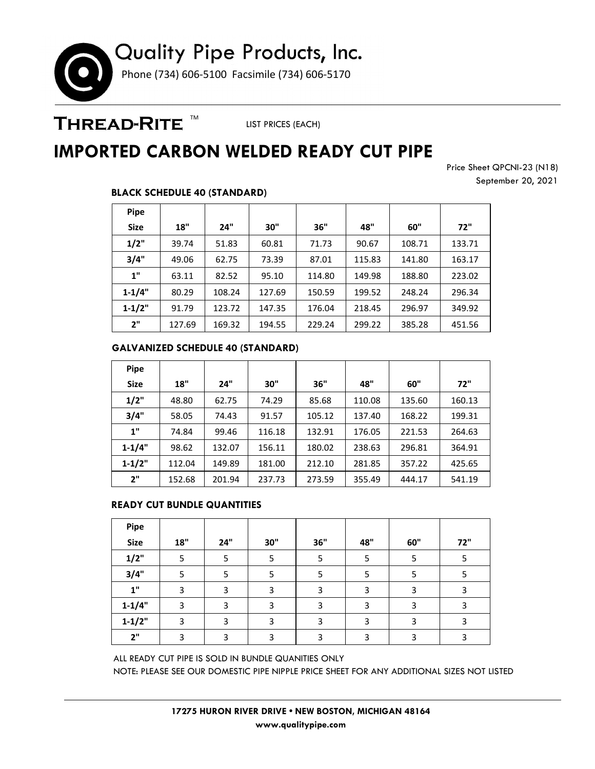# Quality Pipe Products, Inc.

Phone (734) 606-5100 Facsimile (734) 606-5170

**THREAD-RITE** ™ LIST PRICES (EACH)

# IMPORTED CARBON WELDED READY CUT PIPE

Price Sheet QPCNI-23 (N18)
September 20, 2021

### BLACK SCHEDULE 40 (STANDARD)

| Pipe Size | 18" | 24" | 30" | 36" | 48" | 60" | 72" |
|---|---|---|---|---|---|---|---|
| 1/2" | 39.74 | 51.83 | 60.81 | 71.73 | 90.67 | 108.71 | 133.71 |
| 3/4" | 49.06 | 62.75 | 73.39 | 87.01 | 115.83 | 141.80 | 163.17 |
| 1" | 63.11 | 82.52 | 95.10 | 114.80 | 149.98 | 188.80 | 223.02 |
| 1-1/4" | 80.29 | 108.24 | 127.69 | 150.59 | 199.52 | 248.24 | 296.34 |
| 1-1/2" | 91.79 | 123.72 | 147.35 | 176.04 | 218.45 | 296.97 | 349.92 |
| 2" | 127.69 | 169.32 | 194.55 | 229.24 | 299.22 | 385.28 | 451.56 |

### GALVANIZED SCHEDULE 40 (STANDARD)

| Pipe Size | 18" | 24" | 30" | 36" | 48" | 60" | 72" |
|---|---|---|---|---|---|---|---|
| 1/2" | 48.80 | 62.75 | 74.29 | 85.68 | 110.08 | 135.60 | 160.13 |
| 3/4" | 58.05 | 74.43 | 91.57 | 105.12 | 137.40 | 168.22 | 199.31 |
| 1" | 74.84 | 99.46 | 116.18 | 132.91 | 176.05 | 221.53 | 264.63 |
| 1-1/4" | 98.62 | 132.07 | 156.11 | 180.02 | 238.63 | 296.81 | 364.91 |
| 1-1/2" | 112.04 | 149.89 | 181.00 | 212.10 | 281.85 | 357.22 | 425.65 |
| 2" | 152.68 | 201.94 | 237.73 | 273.59 | 355.49 | 444.17 | 541.19 |

### READY CUT BUNDLE QUANTITIES

| Pipe Size | 18" | 24" | 30" | 36" | 48" | 60" | 72" |
|---|---|---|---|---|---|---|---|
| 1/2" | 5 | 5 | 5 | 5 | 5 | 5 | 5 |
| 3/4" | 5 | 5 | 5 | 5 | 5 | 5 | 5 |
| 1" | 3 | 3 | 3 | 3 | 3 | 3 | 3 |
| 1-1/4" | 3 | 3 | 3 | 3 | 3 | 3 | 3 |
| 1-1/2" | 3 | 3 | 3 | 3 | 3 | 3 | 3 |
| 2" | 3 | 3 | 3 | 3 | 3 | 3 | 3 |

ALL READY CUT PIPE IS SOLD IN BUNDLE QUANITIES ONLY

NOTE: PLEASE SEE OUR DOMESTIC PIPE NIPPLE PRICE SHEET FOR ANY ADDITIONAL SIZES NOT LISTED

**17275 HURON RIVER DRIVE • NEW BOSTON, MICHIGAN 48164**
**www.qualitypipe.com**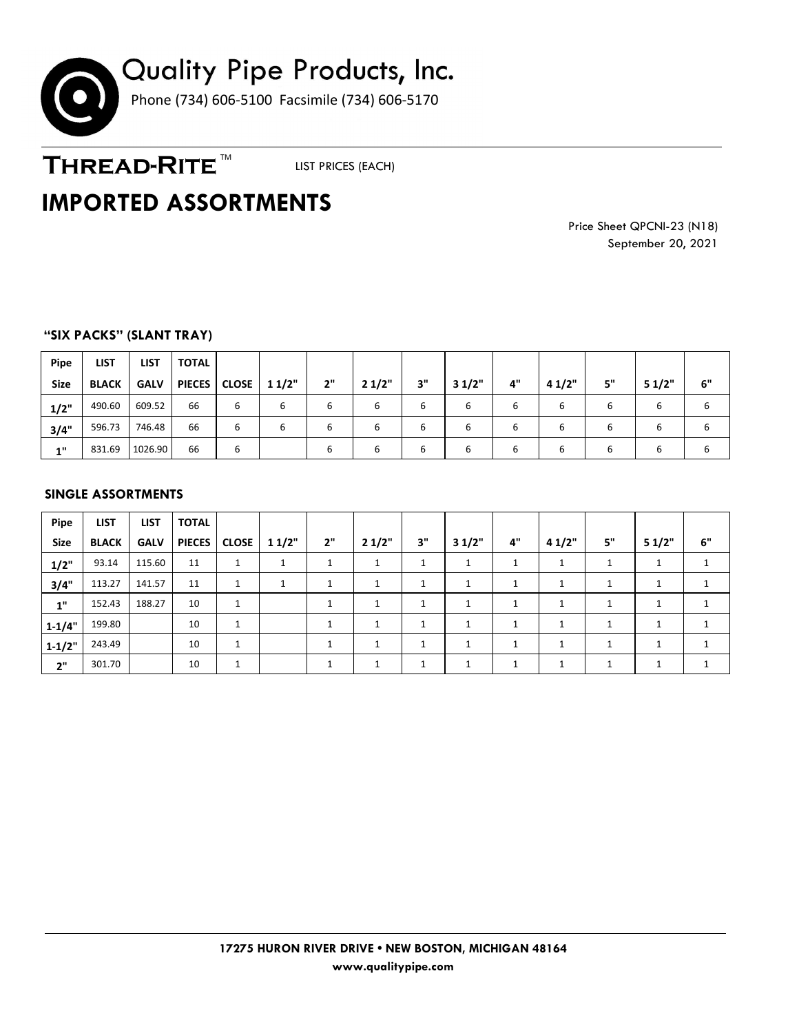# Quality Pipe Products, Inc.

Phone (734) 606-5100 Facsimile (734) 606-5170

**THREAD-RITE**™ LIST PRICES (EACH)

## IMPORTED ASSORTMENTS

Price Sheet QPCNI-23 (N18)
September 20, 2021

### "SIX PACKS" (SLANT TRAY)

| Pipe Size | LIST BLACK | LIST GALV | TOTAL PIECES | CLOSE | 1 1/2" | 2" | 2 1/2" | 3" | 3 1/2" | 4" | 4 1/2" | 5" | 5 1/2" | 6" |
|---|---|---|---|---|---|---|---|---|---|---|---|---|---|---|
| 1/2" | 490.60 | 609.52 | 66 | 6 | 6 | 6 | 6 | 6 | 6 | 6 | 6 | 6 | 6 | 6 |
| 3/4" | 596.73 | 746.48 | 66 | 6 | 6 | 6 | 6 | 6 | 6 | 6 | 6 | 6 | 6 | 6 |
| 1" | 831.69 | 1026.90 | 66 | 6 | | 6 | 6 | 6 | 6 | 6 | 6 | 6 | 6 | 6 |

### SINGLE ASSORTMENTS

| Pipe Size | LIST BLACK | LIST GALV | TOTAL PIECES | CLOSE | 1 1/2" | 2" | 2 1/2" | 3" | 3 1/2" | 4" | 4 1/2" | 5" | 5 1/2" | 6" |
|---|---|---|---|---|---|---|---|---|---|---|---|---|---|---|
| 1/2" | 93.14 | 115.60 | 11 | 1 | 1 | 1 | 1 | 1 | 1 | 1 | 1 | 1 | 1 | 1 |
| 3/4" | 113.27 | 141.57 | 11 | 1 | 1 | 1 | 1 | 1 | 1 | 1 | 1 | 1 | 1 | 1 |
| 1" | 152.43 | 188.27 | 10 | 1 | | 1 | 1 | 1 | 1 | 1 | 1 | 1 | 1 | 1 |
| 1-1/4" | 199.80 | | 10 | 1 | | 1 | 1 | 1 | 1 | 1 | 1 | 1 | 1 | 1 |
| 1-1/2" | 243.49 | | 10 | 1 | | 1 | 1 | 1 | 1 | 1 | 1 | 1 | 1 | 1 |
| 2" | 301.70 | | 10 | 1 | | 1 | 1 | 1 | 1 | 1 | 1 | 1 | 1 | 1 |

**17275 HURON RIVER DRIVE • NEW BOSTON, MICHIGAN 48164**
**www.qualitypipe.com**